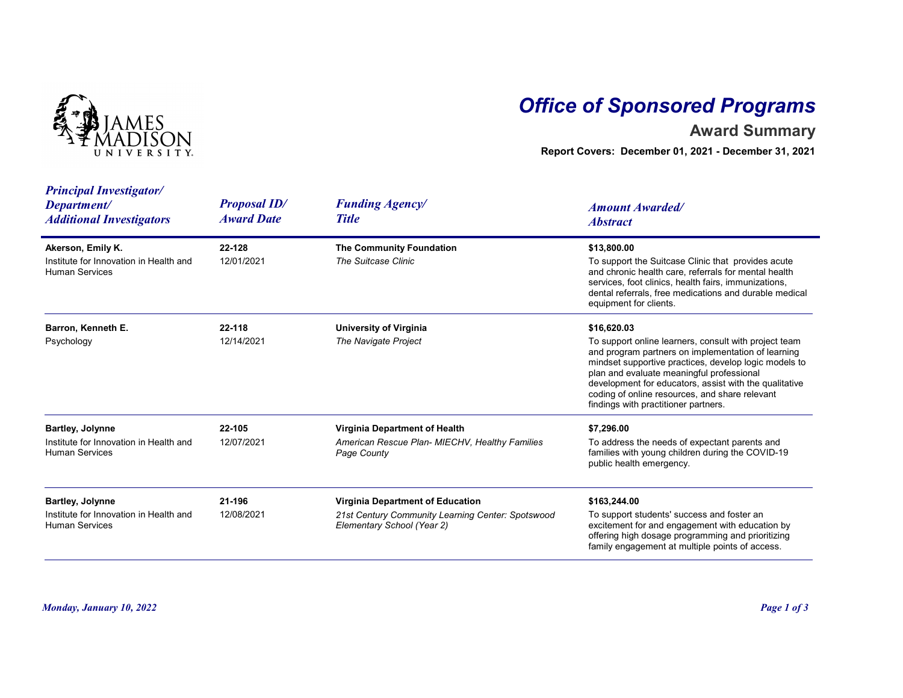# Office of Sponsored Programs

## Award Summary

**Report Covers: December 01, 2021 - December 31, 2021**

| *Principal Investigator/ Department/ Additional Investigators* | *Proposal ID/ Award Date* | *Funding Agency/ Title* | *Amount Awarded/ Abstract* |
|---|---|---|---|
| **Akerson, Emily K.**<br>Institute for Innovation in Health and Human Services | **22-128**<br>12/01/2021 | **The Community Foundation**<br>*The Suitcase Clinic* | **$13,800.00**<br>To support the Suitcase Clinic that provides acute and chronic health care, referrals for mental health services, foot clinics, health fairs, immunizations, dental referrals, free medications and durable medical equipment for clients. |
| **Barron, Kenneth E.**<br>Psychology | **22-118**<br>12/14/2021 | **University of Virginia**<br>*The Navigate Project* | **$16,620.03**<br>To support online learners, consult with project team and program partners on implementation of learning mindset supportive practices, develop logic models to plan and evaluate meaningful professional development for educators, assist with the qualitative coding of online resources, and share relevant findings with practitioner partners. |
| **Bartley, Jolynne**<br>Institute for Innovation in Health and Human Services | **22-105**<br>12/07/2021 | **Virginia Department of Health**<br>*American Rescue Plan- MIECHV, Healthy Families Page County* | **$7,296.00**<br>To address the needs of expectant parents and families with young children during the COVID-19 public health emergency. |
| **Bartley, Jolynne**<br>Institute for Innovation in Health and Human Services | **21-196**<br>12/08/2021 | **Virginia Department of Education**<br>*21st Century Community Learning Center: Spotswood Elementary School (Year 2)* | **$163,244.00**<br>To support students' success and foster an excitement for and engagement with education by offering high dosage programming and prioritizing family engagement at multiple points of access. |

*Monday, January 10, 2022*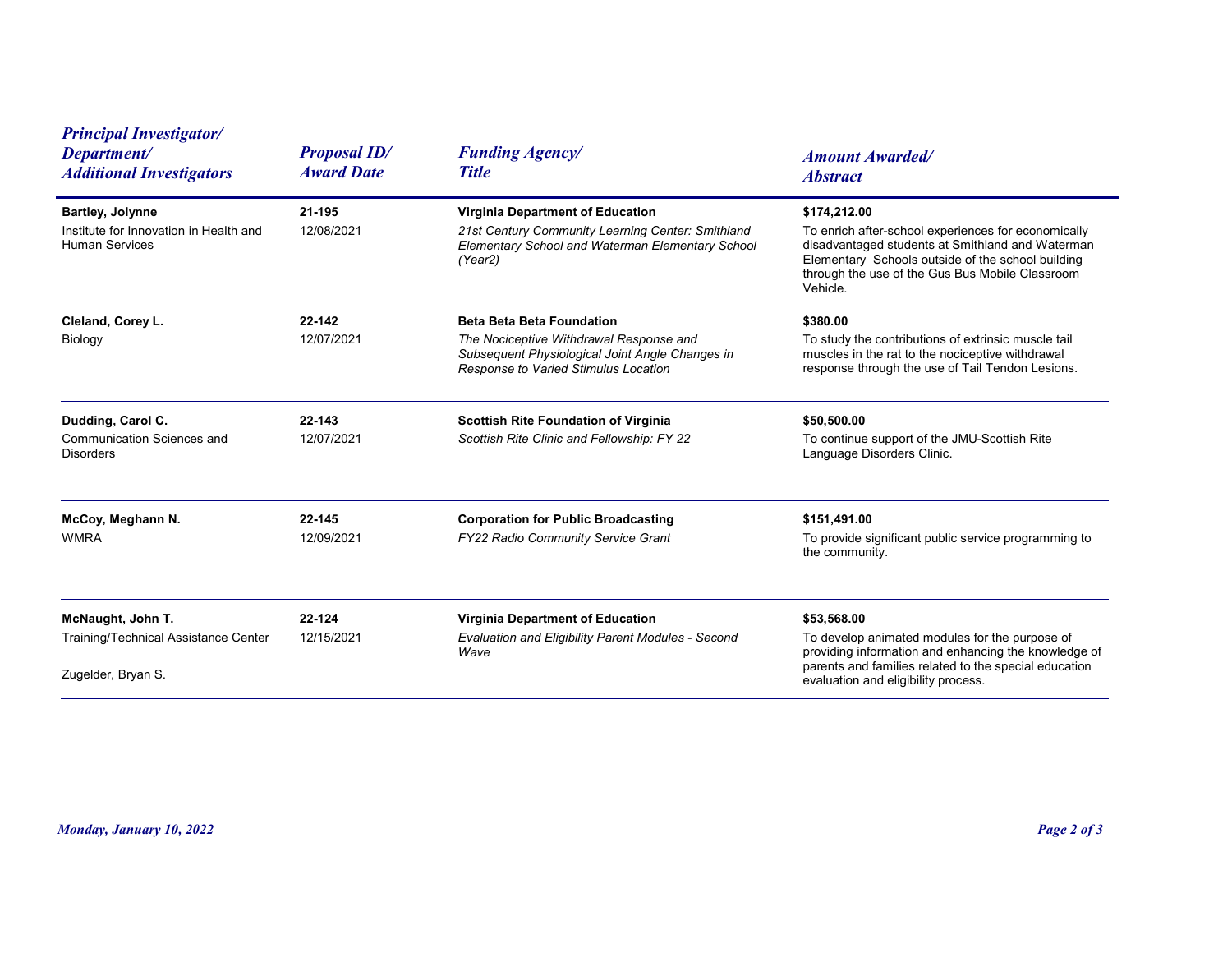| Principal Investigator/ Department/ Additional Investigators | Proposal ID/ Award Date | Funding Agency/ Title | Amount Awarded/ Abstract |
|---|---|---|---|
| **Bartley, Jolynne**<br>Institute for Innovation in Health and Human Services | **21-195**<br>12/08/2021 | **Virginia Department of Education**<br>*21st Century Community Learning Center: Smithland Elementary School and Waterman Elementary School (Year2)* | **$174,212.00**<br>To enrich after-school experiences for economically disadvantaged students at Smithland and Waterman Elementary Schools outside of the school building through the use of the Gus Bus Mobile Classroom Vehicle. |
| **Cleland, Corey L.**<br>Biology | **22-142**<br>12/07/2021 | **Beta Beta Beta Foundation**<br>*The Nociceptive Withdrawal Response and Subsequent Physiological Joint Angle Changes in Response to Varied Stimulus Location* | **$380.00**<br>To study the contributions of extrinsic muscle tail muscles in the rat to the nociceptive withdrawal response through the use of Tail Tendon Lesions. |
| **Dudding, Carol C.**<br>Communication Sciences and Disorders | **22-143**<br>12/07/2021 | **Scottish Rite Foundation of Virginia**<br>*Scottish Rite Clinic and Fellowship: FY 22* | **$50,500.00**<br>To continue support of the JMU-Scottish Rite Language Disorders Clinic. |
| **McCoy, Meghann N.**<br>WMRA | **22-145**<br>12/09/2021 | **Corporation for Public Broadcasting**<br>*FY22 Radio Community Service Grant* | **$151,491.00**<br>To provide significant public service programming to the community. |
| **McNaught, John T.**<br>Training/Technical Assistance Center<br>Zugelder, Bryan S. | **22-124**<br>12/15/2021 | **Virginia Department of Education**<br>*Evaluation and Eligibility Parent Modules - Second Wave* | **$53,568.00**<br>To develop animated modules for the purpose of providing information and enhancing the knowledge of parents and families related to the special education evaluation and eligibility process. |

*Monday, January 10, 2022*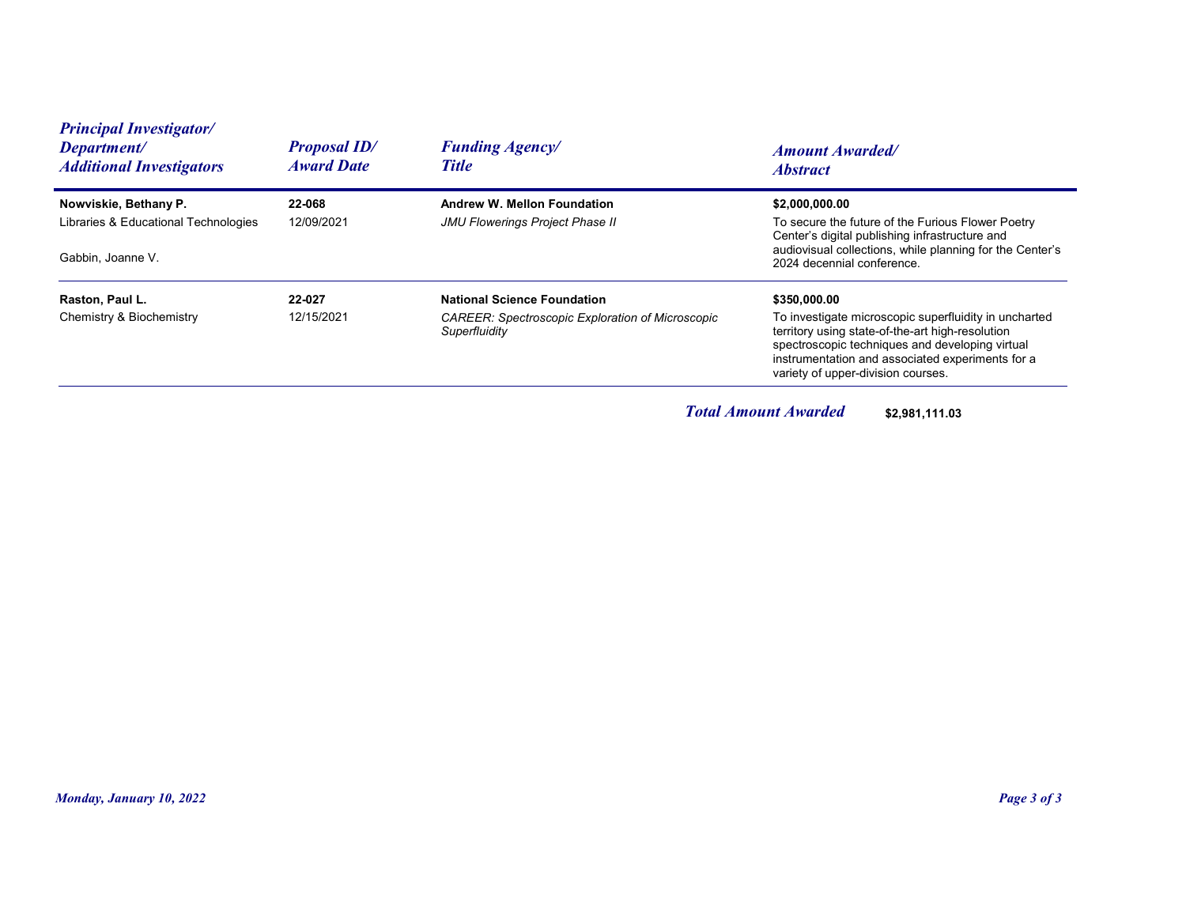| Principal Investigator/ Department/ Additional Investigators | Proposal ID/ Award Date | Funding Agency/ Title | Amount Awarded/ Abstract |
|---|---|---|---|
| **Nowviskie, Bethany P.**<br>Libraries & Educational Technologies<br>Gabbin, Joanne V. | **22-068**<br>12/09/2021 | **Andrew W. Mellon Foundation**<br>*JMU Flowerings Project Phase II* | **$2,000,000.00**<br>To secure the future of the Furious Flower Poetry Center's digital publishing infrastructure and audiovisual collections, while planning for the Center's 2024 decennial conference. |
| **Raston, Paul L.**<br>Chemistry & Biochemistry | **22-027**<br>12/15/2021 | **National Science Foundation**<br>*CAREER: Spectroscopic Exploration of Microscopic Superfluidity* | **$350,000.00**<br>To investigate microscopic superfluidity in uncharted territory using state-of-the-art high-resolution spectroscopic techniques and developing virtual instrumentation and associated experiments for a variety of upper-division courses. |

***Total Amount Awarded*** **$2,981,111.03**

*Monday, January 10, 2022*